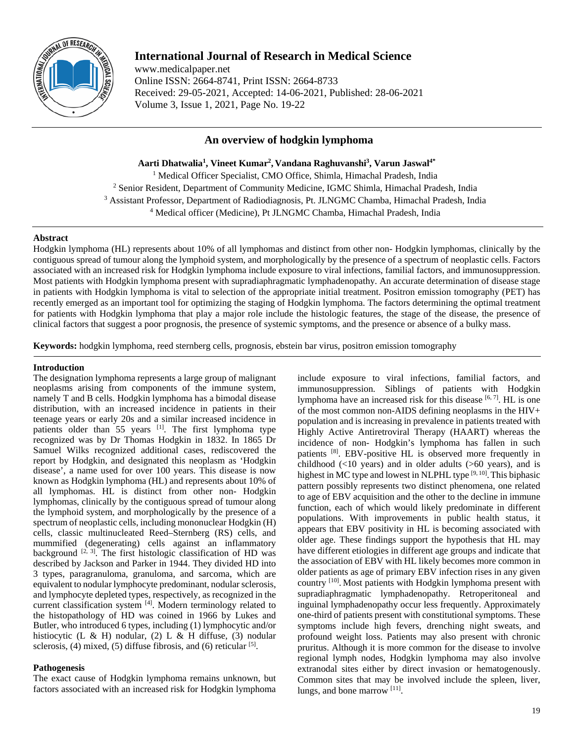# International Journal of Research in Medical Science

www.medicalpaper.net
Online ISSN: 2664-8741, Print ISSN: 2664-8733
Received: 29-05-2021, Accepted: 14-06-2021, Published: 28-06-2021
Volume 3, Issue 1, 2021, Page No. 19-22

## An overview of hodgkin lymphoma

**Aarti Dhatwalia[1], Vineet Kumar[2], Vandana Raghuvanshi[3], Varun Jaswal[4*]**

[1] Medical Officer Specialist, CMO Office, Shimla, Himachal Pradesh, India
[2] Senior Resident, Department of Community Medicine, IGMC Shimla, Himachal Pradesh, India
[3] Assistant Professor, Department of Radiodiagnosis, Pt. JLNGMC Chamba, Himachal Pradesh, India
[4] Medical officer (Medicine), Pt JLNGMC Chamba, Himachal Pradesh, India

### Abstract

Hodgkin lymphoma (HL) represents about 10% of all lymphomas and distinct from other non- Hodgkin lymphomas, clinically by the contiguous spread of tumour along the lymphoid system, and morphologically by the presence of a spectrum of neoplastic cells. Factors associated with an increased risk for Hodgkin lymphoma include exposure to viral infections, familial factors, and immunosuppression. Most patients with Hodgkin lymphoma present with supradiaphragmatic lymphadenopathy. An accurate determination of disease stage in patients with Hodgkin lymphoma is vital to selection of the appropriate initial treatment. Positron emission tomography (PET) has recently emerged as an important tool for optimizing the staging of Hodgkin lymphoma. The factors determining the optimal treatment for patients with Hodgkin lymphoma that play a major role include the histologic features, the stage of the disease, the presence of clinical factors that suggest a poor prognosis, the presence of systemic symptoms, and the presence or absence of a bulky mass.

**Keywords:** hodgkin lymphoma, reed sternberg cells, prognosis, ebstein bar virus, positron emission tomography

### Introduction

The designation lymphoma represents a large group of malignant neoplasms arising from components of the immune system, namely T and B cells. Hodgkin lymphoma has a bimodal disease distribution, with an increased incidence in patients in their teenage years or early 20s and a similar increased incidence in patients older than 55 years [1]. The first lymphoma type recognized was by Dr Thomas Hodgkin in 1832. In 1865 Dr Samuel Wilks recognized additional cases, rediscovered the report by Hodgkin, and designated this neoplasm as 'Hodgkin disease', a name used for over 100 years. This disease is now known as Hodgkin lymphoma (HL) and represents about 10% of all lymphomas. HL is distinct from other non- Hodgkin lymphomas, clinically by the contiguous spread of tumour along the lymphoid system, and morphologically by the presence of a spectrum of neoplastic cells, including mononuclear Hodgkin (H) cells, classic multinucleated Reed–Sternberg (RS) cells, and mummified (degenerating) cells against an inflammatory background [2, 3]. The first histologic classification of HD was described by Jackson and Parker in 1944. They divided HD into 3 types, paragranuloma, granuloma, and sarcoma, which are equivalent to nodular lymphocyte predominant, nodular sclerosis, and lymphocyte depleted types, respectively, as recognized in the current classification system [4]. Modern terminology related to the histopathology of HD was coined in 1966 by Lukes and Butler, who introduced 6 types, including (1) lymphocytic and/or histiocytic (L & H) nodular, (2) L & H diffuse, (3) nodular sclerosis, (4) mixed, (5) diffuse fibrosis, and (6) reticular [5].

### Pathogenesis

The exact cause of Hodgkin lymphoma remains unknown, but factors associated with an increased risk for Hodgkin lymphoma include exposure to viral infections, familial factors, and immunosuppression. Siblings of patients with Hodgkin lymphoma have an increased risk for this disease [6, 7]. HL is one of the most common non-AIDS defining neoplasms in the HIV+ population and is increasing in prevalence in patients treated with Highly Active Antiretroviral Therapy (HAART) whereas the incidence of non- Hodgkin's lymphoma has fallen in such patients [8]. EBV-positive HL is observed more frequently in childhood (<10 years) and in older adults (>60 years), and is highest in MC type and lowest in NLPHL type [9, 10]. This biphasic pattern possibly represents two distinct phenomena, one related to age of EBV acquisition and the other to the decline in immune function, each of which would likely predominate in different populations. With improvements in public health status, it appears that EBV positivity in HL is becoming associated with older age. These findings support the hypothesis that HL may have different etiologies in different age groups and indicate that the association of EBV with HL likely becomes more common in older patients as age of primary EBV infection rises in any given country [10]. Most patients with Hodgkin lymphoma present with supradiaphragmatic lymphadenopathy. Retroperitoneal and inguinal lymphadenopathy occur less frequently. Approximately one-third of patients present with constitutional symptoms. These symptoms include high fevers, drenching night sweats, and profound weight loss. Patients may also present with chronic pruritus. Although it is more common for the disease to involve regional lymph nodes, Hodgkin lymphoma may also involve extranodal sites either by direct invasion or hematogenously. Common sites that may be involved include the spleen, liver, lungs, and bone marrow [11].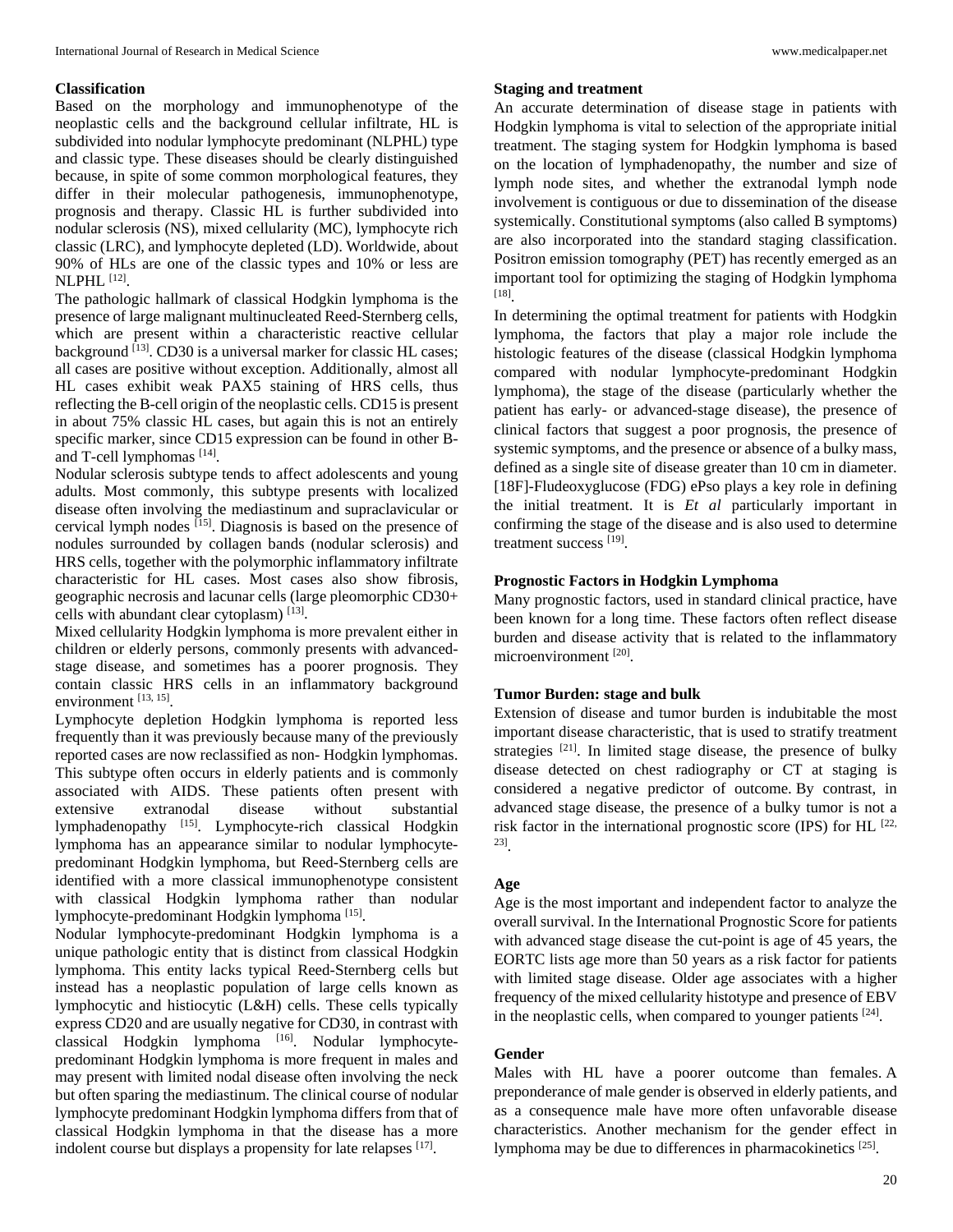### Classification

Based on the morphology and immunophenotype of the neoplastic cells and the background cellular infiltrate, HL is subdivided into nodular lymphocyte predominant (NLPHL) type and classic type. These diseases should be clearly distinguished because, in spite of some common morphological features, they differ in their molecular pathogenesis, immunophenotype, prognosis and therapy. Classic HL is further subdivided into nodular sclerosis (NS), mixed cellularity (MC), lymphocyte rich classic (LRC), and lymphocyte depleted (LD). Worldwide, about 90% of HLs are one of the classic types and 10% or less are NLPHL [12].

The pathologic hallmark of classical Hodgkin lymphoma is the presence of large malignant multinucleated Reed-Sternberg cells, which are present within a characteristic reactive cellular background [13]. CD30 is a universal marker for classic HL cases; all cases are positive without exception. Additionally, almost all HL cases exhibit weak PAX5 staining of HRS cells, thus reflecting the B-cell origin of the neoplastic cells. CD15 is present in about 75% classic HL cases, but again this is not an entirely specific marker, since CD15 expression can be found in other B- and T-cell lymphomas [14].

Nodular sclerosis subtype tends to affect adolescents and young adults. Most commonly, this subtype presents with localized disease often involving the mediastinum and supraclavicular or cervical lymph nodes [15]. Diagnosis is based on the presence of nodules surrounded by collagen bands (nodular sclerosis) and HRS cells, together with the polymorphic inflammatory infiltrate characteristic for HL cases. Most cases also show fibrosis, geographic necrosis and lacunar cells (large pleomorphic CD30+ cells with abundant clear cytoplasm) [13].

Mixed cellularity Hodgkin lymphoma is more prevalent either in children or elderly persons, commonly presents with advanced-stage disease, and sometimes has a poorer prognosis. They contain classic HRS cells in an inflammatory background environment [13, 15].

Lymphocyte depletion Hodgkin lymphoma is reported less frequently than it was previously because many of the previously reported cases are now reclassified as non- Hodgkin lymphomas. This subtype often occurs in elderly patients and is commonly associated with AIDS. These patients often present with extensive extranodal disease without substantial lymphadenopathy [15]. Lymphocyte-rich classical Hodgkin lymphoma has an appearance similar to nodular lymphocyte-predominant Hodgkin lymphoma, but Reed-Sternberg cells are identified with a more classical immunophenotype consistent with classical Hodgkin lymphoma rather than nodular lymphocyte-predominant Hodgkin lymphoma [15].

Nodular lymphocyte-predominant Hodgkin lymphoma is a unique pathologic entity that is distinct from classical Hodgkin lymphoma. This entity lacks typical Reed-Sternberg cells but instead has a neoplastic population of large cells known as lymphocytic and histiocytic (L&H) cells. These cells typically express CD20 and are usually negative for CD30, in contrast with classical Hodgkin lymphoma [16]. Nodular lymphocyte-predominant Hodgkin lymphoma is more frequent in males and may present with limited nodal disease often involving the neck but often sparing the mediastinum. The clinical course of nodular lymphocyte predominant Hodgkin lymphoma differs from that of classical Hodgkin lymphoma in that the disease has a more indolent course but displays a propensity for late relapses [17].

### Staging and treatment

An accurate determination of disease stage in patients with Hodgkin lymphoma is vital to selection of the appropriate initial treatment. The staging system for Hodgkin lymphoma is based on the location of lymphadenopathy, the number and size of lymph node sites, and whether the extranodal lymph node involvement is contiguous or due to dissemination of the disease systemically. Constitutional symptoms (also called B symptoms) are also incorporated into the standard staging classification. Positron emission tomography (PET) has recently emerged as an important tool for optimizing the staging of Hodgkin lymphoma [18].

In determining the optimal treatment for patients with Hodgkin lymphoma, the factors that play a major role include the histologic features of the disease (classical Hodgkin lymphoma compared with nodular lymphocyte-predominant Hodgkin lymphoma), the stage of the disease (particularly whether the patient has early- or advanced-stage disease), the presence of clinical factors that suggest a poor prognosis, the presence of systemic symptoms, and the presence or absence of a bulky mass, defined as a single site of disease greater than 10 cm in diameter. [18F]-Fludeoxyglucose (FDG) ePso plays a key role in defining the initial treatment. It is *Et al* particularly important in confirming the stage of the disease and is also used to determine treatment success [19].

### Prognostic Factors in Hodgkin Lymphoma

Many prognostic factors, used in standard clinical practice, have been known for a long time. These factors often reflect disease burden and disease activity that is related to the inflammatory microenvironment [20].

### Tumor Burden: stage and bulk

Extension of disease and tumor burden is indubitable the most important disease characteristic, that is used to stratify treatment strategies [21]. In limited stage disease, the presence of bulky disease detected on chest radiography or CT at staging is considered a negative predictor of outcome. By contrast, in advanced stage disease, the presence of a bulky tumor is not a risk factor in the international prognostic score (IPS) for HL [22, 23].

### Age

Age is the most important and independent factor to analyze the overall survival. In the International Prognostic Score for patients with advanced stage disease the cut-point is age of 45 years, the EORTC lists age more than 50 years as a risk factor for patients with limited stage disease. Older age associates with a higher frequency of the mixed cellularity histotype and presence of EBV in the neoplastic cells, when compared to younger patients [24].

### Gender

Males with HL have a poorer outcome than females. A preponderance of male gender is observed in elderly patients, and as a consequence male have more often unfavorable disease characteristics. Another mechanism for the gender effect in lymphoma may be due to differences in pharmacokinetics [25].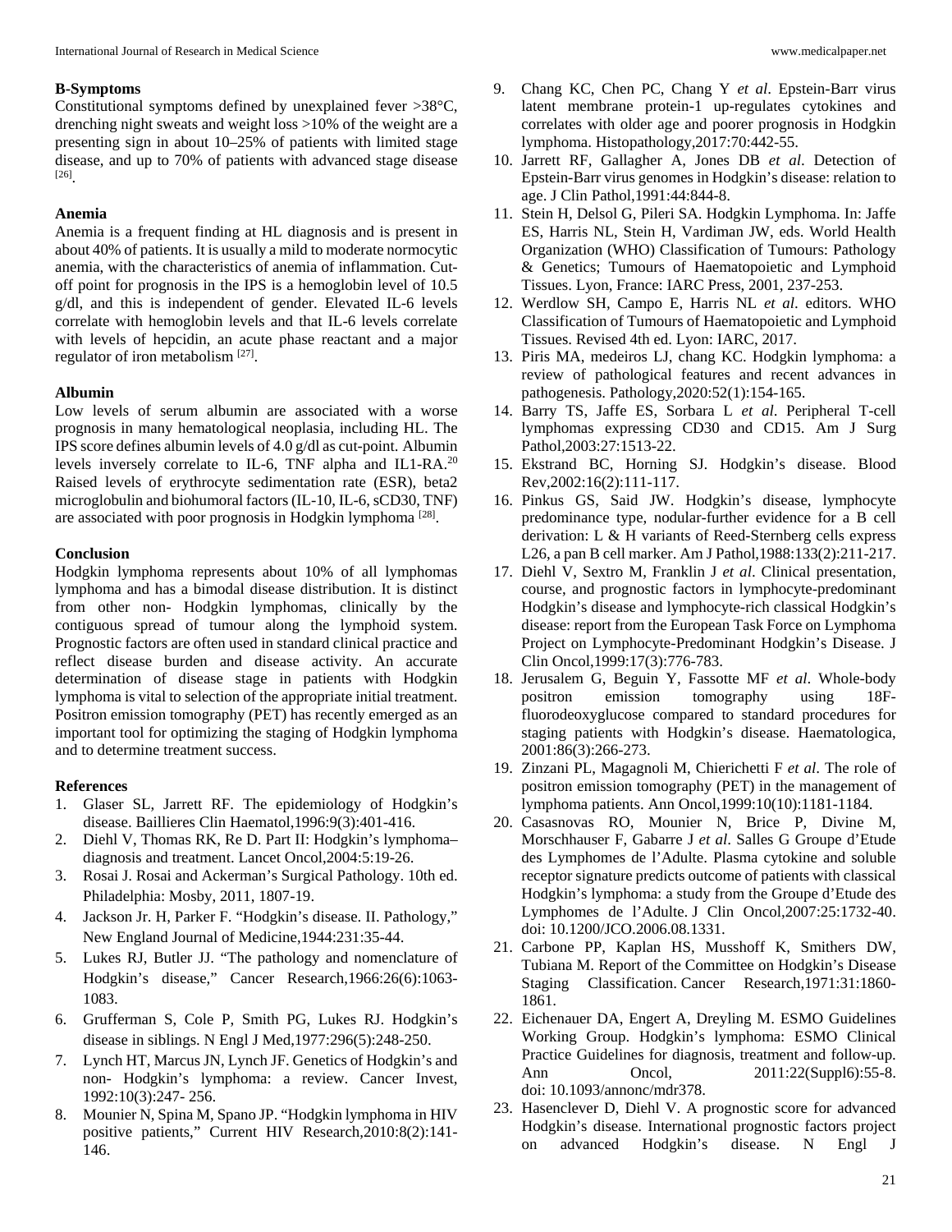### B-Symptoms

Constitutional symptoms defined by unexplained fever >38°C, drenching night sweats and weight loss >10% of the weight are a presenting sign in about 10–25% of patients with limited stage disease, and up to 70% of patients with advanced stage disease [26].

### Anemia

Anemia is a frequent finding at HL diagnosis and is present in about 40% of patients. It is usually a mild to moderate normocytic anemia, with the characteristics of anemia of inflammation. Cut-off point for prognosis in the IPS is a hemoglobin level of 10.5 g/dl, and this is independent of gender. Elevated IL-6 levels correlate with hemoglobin levels and that IL-6 levels correlate with levels of hepcidin, an acute phase reactant and a major regulator of iron metabolism [27].

### Albumin

Low levels of serum albumin are associated with a worse prognosis in many hematological neoplasia, including HL. The IPS score defines albumin levels of 4.0 g/dl as cut-point. Albumin levels inversely correlate to IL-6, TNF alpha and IL1-RA.[20] Raised levels of erythrocyte sedimentation rate (ESR), beta2 microglobulin and biohumoral factors (IL-10, IL-6, sCD30, TNF) are associated with poor prognosis in Hodgkin lymphoma [28].

### Conclusion

Hodgkin lymphoma represents about 10% of all lymphomas lymphoma and has a bimodal disease distribution. It is distinct from other non- Hodgkin lymphomas, clinically by the contiguous spread of tumour along the lymphoid system. Prognostic factors are often used in standard clinical practice and reflect disease burden and disease activity. An accurate determination of disease stage in patients with Hodgkin lymphoma is vital to selection of the appropriate initial treatment. Positron emission tomography (PET) has recently emerged as an important tool for optimizing the staging of Hodgkin lymphoma and to determine treatment success.

### References

1. Glaser SL, Jarrett RF. The epidemiology of Hodgkin's disease. Baillieres Clin Haematol,1996:9(3):401-416.
2. Diehl V, Thomas RK, Re D. Part II: Hodgkin's lymphoma–diagnosis and treatment. Lancet Oncol,2004:5:19-26.
3. Rosai J. Rosai and Ackerman's Surgical Pathology. 10th ed. Philadelphia: Mosby, 2011, 1807-19.
4. Jackson Jr. H, Parker F. "Hodgkin's disease. II. Pathology," New England Journal of Medicine,1944:231:35-44.
5. Lukes RJ, Butler JJ. "The pathology and nomenclature of Hodgkin's disease," Cancer Research,1966:26(6):1063-1083.
6. Grufferman S, Cole P, Smith PG, Lukes RJ. Hodgkin's disease in siblings. N Engl J Med,1977:296(5):248-250.
7. Lynch HT, Marcus JN, Lynch JF. Genetics of Hodgkin's and non- Hodgkin's lymphoma: a review. Cancer Invest, 1992:10(3):247- 256.
8. Mounier N, Spina M, Spano JP. "Hodgkin lymphoma in HIV positive patients," Current HIV Research,2010:8(2):141-146.
9. Chang KC, Chen PC, Chang Y *et al*. Epstein-Barr virus latent membrane protein-1 up-regulates cytokines and correlates with older age and poorer prognosis in Hodgkin lymphoma. Histopathology,2017:70:442-55.
10. Jarrett RF, Gallagher A, Jones DB *et al*. Detection of Epstein-Barr virus genomes in Hodgkin's disease: relation to age. J Clin Pathol,1991:44:844-8.
11. Stein H, Delsol G, Pileri SA. Hodgkin Lymphoma. In: Jaffe ES, Harris NL, Stein H, Vardiman JW, eds. World Health Organization (WHO) Classification of Tumours: Pathology & Genetics; Tumours of Haematopoietic and Lymphoid Tissues. Lyon, France: IARC Press, 2001, 237-253.
12. Werdlow SH, Campo E, Harris NL *et al*. editors. WHO Classification of Tumours of Haematopoietic and Lymphoid Tissues. Revised 4th ed. Lyon: IARC, 2017.
13. Piris MA, medeiros LJ, chang KC. Hodgkin lymphoma: a review of pathological features and recent advances in pathogenesis. Pathology,2020:52(1):154-165.
14. Barry TS, Jaffe ES, Sorbara L *et al*. Peripheral T-cell lymphomas expressing CD30 and CD15. Am J Surg Pathol,2003:27:1513-22.
15. Ekstrand BC, Horning SJ. Hodgkin's disease. Blood Rev,2002:16(2):111-117.
16. Pinkus GS, Said JW. Hodgkin's disease, lymphocyte predominance type, nodular-further evidence for a B cell derivation: L & H variants of Reed-Sternberg cells express L26, a pan B cell marker. Am J Pathol,1988:133(2):211-217.
17. Diehl V, Sextro M, Franklin J *et al*. Clinical presentation, course, and prognostic factors in lymphocyte-predominant Hodgkin's disease and lymphocyte-rich classical Hodgkin's disease: report from the European Task Force on Lymphoma Project on Lymphocyte-Predominant Hodgkin's Disease. J Clin Oncol,1999:17(3):776-783.
18. Jerusalem G, Beguin Y, Fassotte MF *et al*. Whole-body positron emission tomography using 18F-fluorodeoxyglucose compared to standard procedures for staging patients with Hodgkin's disease. Haematologica, 2001:86(3):266-273.
19. Zinzani PL, Magagnoli M, Chierichetti F *et al*. The role of positron emission tomography (PET) in the management of lymphoma patients. Ann Oncol,1999:10(10):1181-1184.
20. Casasnovas RO, Mounier N, Brice P, Divine M, Morschhauser F, Gabarre J *et al*. Salles G Groupe d'Etude des Lymphomes de l'Adulte. Plasma cytokine and soluble receptor signature predicts outcome of patients with classical Hodgkin's lymphoma: a study from the Groupe d'Etude des Lymphomes de l'Adulte. J Clin Oncol,2007:25:1732-40. doi: 10.1200/JCO.2006.08.1331.
21. Carbone PP, Kaplan HS, Musshoff K, Smithers DW, Tubiana M. Report of the Committee on Hodgkin's Disease Staging Classification. Cancer Research,1971:31:1860-1861.
22. Eichenauer DA, Engert A, Dreyling M. ESMO Guidelines Working Group. Hodgkin's lymphoma: ESMO Clinical Practice Guidelines for diagnosis, treatment and follow-up. Ann Oncol, 2011:22(Suppl6):55-8. doi: 10.1093/annonc/mdr378.
23. Hasenclever D, Diehl V. A prognostic score for advanced Hodgkin's disease. International prognostic factors project on advanced Hodgkin's disease. N Engl J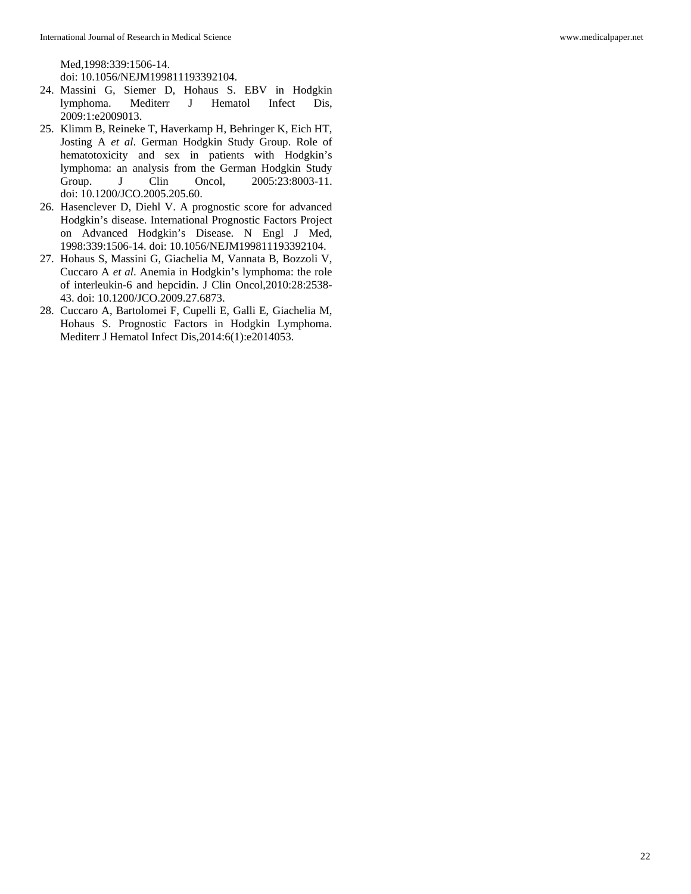Med,1998:339:1506-14.
doi: 10.1056/NEJM199811193392104.

24. Massini G, Siemer D, Hohaus S. EBV in Hodgkin lymphoma. Mediterr J Hematol Infect Dis, 2009:1:e2009013.
25. Klimm B, Reineke T, Haverkamp H, Behringer K, Eich HT, Josting A *et al*. German Hodgkin Study Group. Role of hematotoxicity and sex in patients with Hodgkin's lymphoma: an analysis from the German Hodgkin Study Group. J Clin Oncol, 2005:23:8003-11. doi: 10.1200/JCO.2005.205.60.
26. Hasenclever D, Diehl V. A prognostic score for advanced Hodgkin's disease. International Prognostic Factors Project on Advanced Hodgkin's Disease. N Engl J Med, 1998:339:1506-14. doi: 10.1056/NEJM199811193392104.
27. Hohaus S, Massini G, Giachelia M, Vannata B, Bozzoli V, Cuccaro A *et al*. Anemia in Hodgkin's lymphoma: the role of interleukin-6 and hepcidin. J Clin Oncol,2010:28:2538-43. doi: 10.1200/JCO.2009.27.6873.
28. Cuccaro A, Bartolomei F, Cupelli E, Galli E, Giachelia M, Hohaus S. Prognostic Factors in Hodgkin Lymphoma. Mediterr J Hematol Infect Dis,2014:6(1):e2014053.